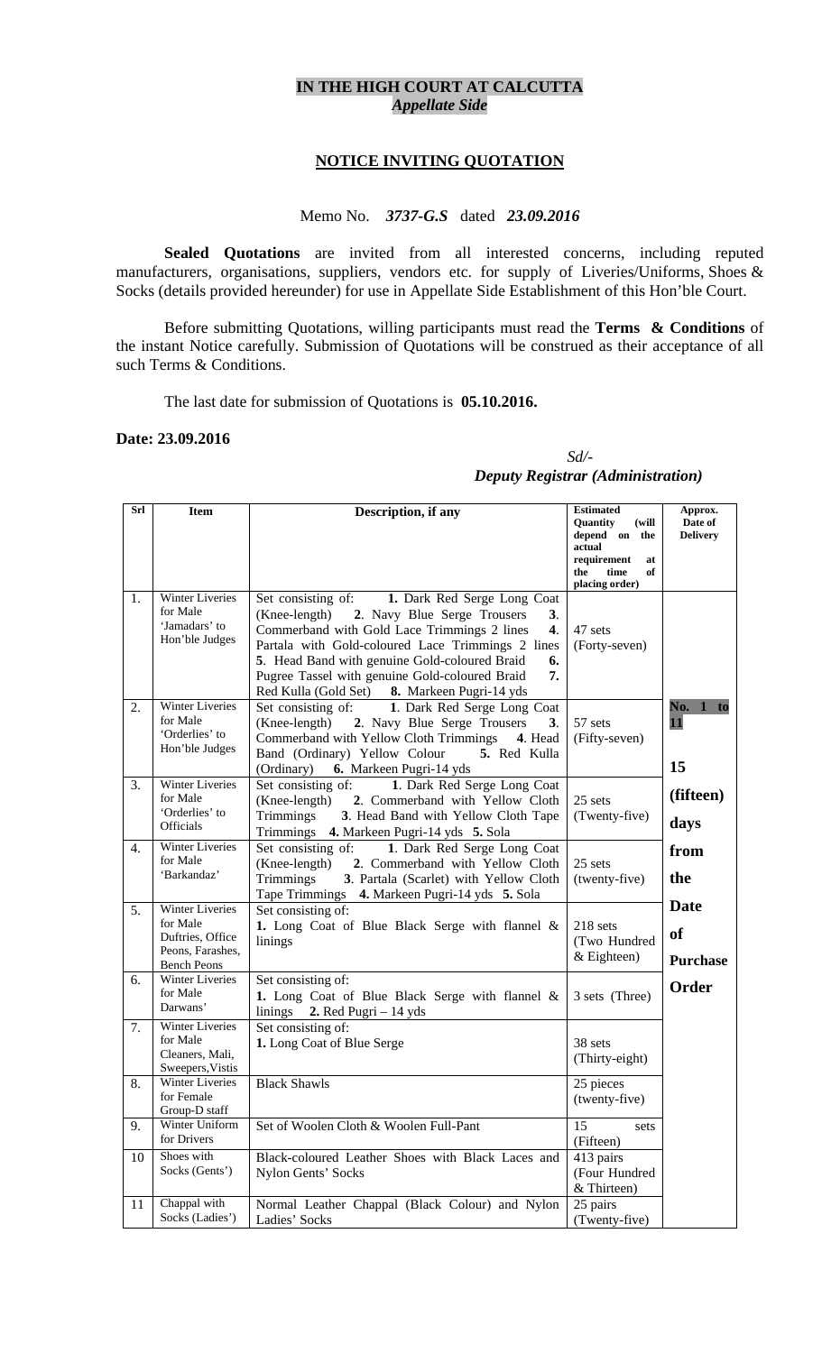**IN THE HIGH COURT AT CALCUTTA**
***Appellate Side***

## NOTICE INVITING QUOTATION

Memo No. ***3737-G.S*** dated ***23.09.2016***

**Sealed Quotations** are invited from all interested concerns, including reputed manufacturers, organisations, suppliers, vendors etc. for supply of Liveries/Uniforms, Shoes & Socks (details provided hereunder) for use in Appellate Side Establishment of this Hon'ble Court.

Before submitting Quotations, willing participants must read the **Terms & Conditions** of the instant Notice carefully. Submission of Quotations will be construed as their acceptance of all such Terms & Conditions.

The last date for submission of Quotations is **05.10.2016.**

**Date: 23.09.2016**

*Sd/-*
***Deputy Registrar (Administration)***

| Srl | Item | Description, if any | Estimated Quantity (will depend on the actual requirement at the time of placing order) | Approx. Date of Delivery |
|---|---|---|---|---|
| 1. | Winter Liveries for Male 'Jamadars' to Hon'ble Judges | Set consisting of: **1.** Dark Red Serge Long Coat (Knee-length) **2**. Navy Blue Serge Trousers **3**. Commerband with Gold Lace Trimmings 2 lines **4**. Partala with Gold-coloured Lace Trimmings 2 lines **5**. Head Band with genuine Gold-coloured Braid **6.** Pugree Tassel with genuine Gold-coloured Braid **7.** Red Kulla (Gold Set) **8.** Markeen Pugri-14 yds | 47 sets (Forty-seven) | **No. 1 to 11 15 (fifteen) days from the Date of Purchase Order** |
| 2. | Winter Liveries for Male 'Orderlies' to Hon'ble Judges | Set consisting of: **1**. Dark Red Serge Long Coat (Knee-length) **2**. Navy Blue Serge Trousers **3**. Commerband with Yellow Cloth Trimmings **4**. Head Band (Ordinary) Yellow Colour **5.** Red Kulla (Ordinary) **6.** Markeen Pugri-14 yds | 57 sets (Fifty-seven) | |
| 3. | Winter Liveries for Male 'Orderlies' to Officials | Set consisting of: **1**. Dark Red Serge Long Coat (Knee-length) **2**. Commerband with Yellow Cloth Trimmings **3**. Head Band with Yellow Cloth Tape Trimmings **4.** Markeen Pugri-14 yds **5.** Sola | 25 sets (Twenty-five) | |
| 4. | Winter Liveries for Male 'Barkandaz' | Set consisting of: **1**. Dark Red Serge Long Coat (Knee-length) **2**. Commerband with Yellow Cloth Trimmings **3**. Partala (Scarlet) with Yellow Cloth Tape Trimmings **4.** Markeen Pugri-14 yds **5.** Sola | 25 sets (twenty-five) | |
| 5. | Winter Liveries for Male Duftries, Office Peons, Farashes, Bench Peons | Set consisting of: **1.** Long Coat of Blue Black Serge with flannel & linings | 218 sets (Two Hundred & Eighteen) | |
| 6. | Winter Liveries for Male Darwans' | Set consisting of: **1.** Long Coat of Blue Black Serge with flannel & linings **2.** Red Pugri – 14 yds | 3 sets (Three) | |
| 7. | Winter Liveries for Male Cleaners, Mali, Sweepers, Vistis | Set consisting of: **1.** Long Coat of Blue Serge | 38 sets (Thirty-eight) | |
| 8. | Winter Liveries for Female Group-D staff | Black Shawls | 25 pieces (twenty-five) | |
| 9. | Winter Uniform for Drivers | Set of Woolen Cloth & Woolen Full-Pant | 15 sets (Fifteen) | |
| 10 | Shoes with Socks (Gents') | Black-coloured Leather Shoes with Black Laces and Nylon Gents' Socks | 413 pairs (Four Hundred & Thirteen) | |
| 11 | Chappal with Socks (Ladies') | Normal Leather Chappal (Black Colour) and Nylon Ladies' Socks | 25 pairs (Twenty-five) | |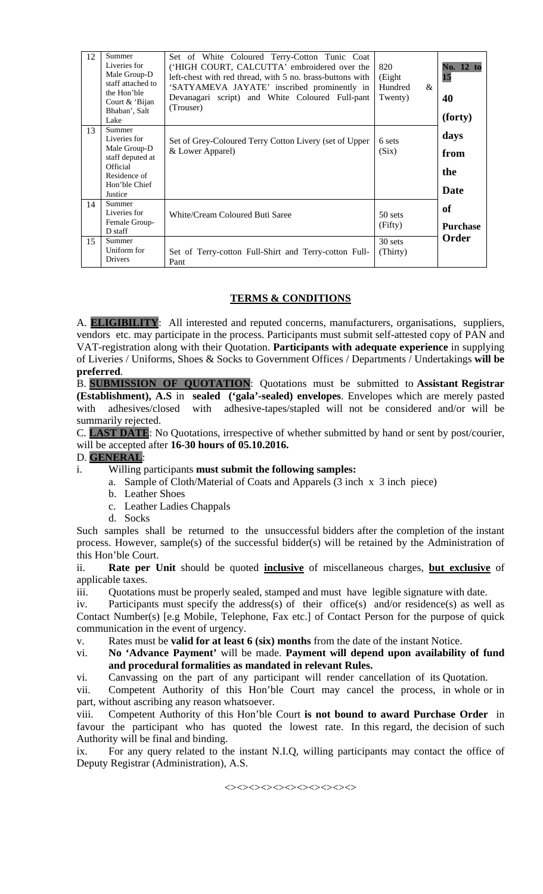| | | | | |
|---|---|---|---|---|
| 12 | Summer Liveries for Male Group-D staff attached to the Hon'ble Court & 'Bijan Bhaban', Salt Lake | Set of White Coloured Terry-Cotton Tunic Coat ('HIGH COURT, CALCUTTA' embroidered over the left-chest with red thread, with 5 no. brass-buttons with 'SATYAMEVA JAYATE' inscribed prominently in Devanagari script) and White Coloured Full-pant (Trouser) | 820 (Eight Hundred & Twenty) | **No. 12 to 15** **40 (forty) days from the Date of Purchase Order** |
| 13 | Summer Liveries for Male Group-D staff deputed at Official Residence of Hon'ble Chief Justice | Set of Grey-Coloured Terry Cotton Livery (set of Upper & Lower Apparel) | 6 sets (Six) | |
| 14 | Summer Liveries for Female Group-D staff | White/Cream Coloured Buti Saree | 50 sets (Fifty) | |
| 15 | Summer Uniform for Drivers | Set of Terry-cotton Full-Shirt and Terry-cotton Full-Pant | 30 sets (Thirty) | |

## TERMS & CONDITIONS

A. **ELIGIBILITY**: All interested and reputed concerns, manufacturers, organisations, suppliers, vendors etc. may participate in the process. Participants must submit self-attested copy of PAN and VAT-registration along with their Quotation. **Participants with adequate experience** in supplying of Liveries / Uniforms, Shoes & Socks to Government Offices / Departments / Undertakings **will be preferred**.

B. **SUBMISSION OF QUOTATION**: Quotations must be submitted to **Assistant Registrar (Establishment), A.S** in **sealed ('gala'-sealed) envelopes**. Envelopes which are merely pasted with adhesives/closed with adhesive-tapes/stapled will not be considered and/or will be summarily rejected.

C. **LAST DATE**: No Quotations, irrespective of whether submitted by hand or sent by post/courier, will be accepted after **16-30 hours of 05.10.2016.**

D. **GENERAL**:

i. Willing participants **must submit the following samples:**

a. Sample of Cloth/Material of Coats and Apparels (3 inch x 3 inch piece)
b. Leather Shoes
c. Leather Ladies Chappals
d. Socks

Such samples shall be returned to the unsuccessful bidders after the completion of the instant process. However, sample(s) of the successful bidder(s) will be retained by the Administration of this Hon'ble Court.

ii. **Rate per Unit** should be quoted **inclusive** of miscellaneous charges, **but exclusive** of applicable taxes.

iii. Quotations must be properly sealed, stamped and must have legible signature with date.

iv. Participants must specify the address(s) of their office(s) and/or residence(s) as well as Contact Number(s) [e.g Mobile, Telephone, Fax etc.] of Contact Person for the purpose of quick communication in the event of urgency.

v. Rates must be **valid for at least 6 (six) months** from the date of the instant Notice.

vi. **No 'Advance Payment'** will be made. **Payment will depend upon availability of fund and procedural formalities as mandated in relevant Rules.**

vi. Canvassing on the part of any participant will render cancellation of its Quotation.

vii. Competent Authority of this Hon'ble Court may cancel the process, in whole or in part, without ascribing any reason whatsoever.

viii. Competent Authority of this Hon'ble Court **is not bound to award Purchase Order** in favour the participant who has quoted the lowest rate. In this regard, the decision of such Authority will be final and binding.

ix. For any query related to the instant N.I.Q, willing participants may contact the office of Deputy Registrar (Administration), A.S.

<><><><><><><><><><><>